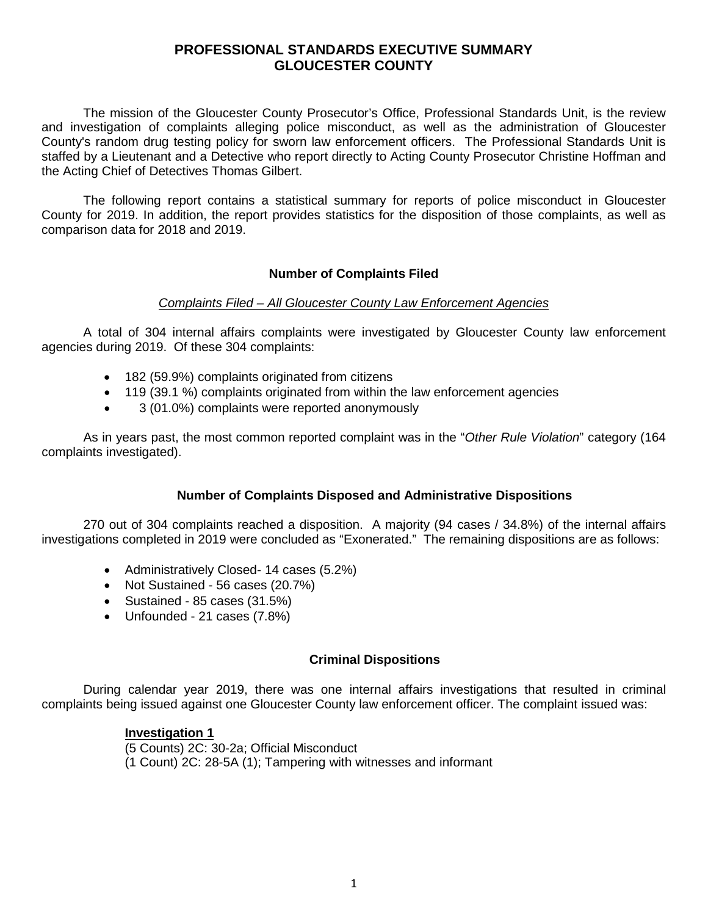# PROFESSIONAL STANDARDS EXECUTIVE SUMMARY
# GLOUCESTER COUNTY

The mission of the Gloucester County Prosecutor's Office, Professional Standards Unit, is the review and investigation of complaints alleging police misconduct, as well as the administration of Gloucester County's random drug testing policy for sworn law enforcement officers. The Professional Standards Unit is staffed by a Lieutenant and a Detective who report directly to Acting County Prosecutor Christine Hoffman and the Acting Chief of Detectives Thomas Gilbert.

The following report contains a statistical summary for reports of police misconduct in Gloucester County for 2019. In addition, the report provides statistics for the disposition of those complaints, as well as comparison data for 2018 and 2019.

## Number of Complaints Filed

*Complaints Filed – All Gloucester County Law Enforcement Agencies*

A total of 304 internal affairs complaints were investigated by Gloucester County law enforcement agencies during 2019. Of these 304 complaints:

- 182 (59.9%) complaints originated from citizens
- 119 (39.1 %) complaints originated from within the law enforcement agencies
- 3 (01.0%) complaints were reported anonymously

As in years past, the most common reported complaint was in the "*Other Rule Violation*" category (164 complaints investigated).

## Number of Complaints Disposed and Administrative Dispositions

270 out of 304 complaints reached a disposition. A majority (94 cases / 34.8%) of the internal affairs investigations completed in 2019 were concluded as "Exonerated." The remaining dispositions are as follows:

- Administratively Closed- 14 cases (5.2%)
- Not Sustained - 56 cases (20.7%)
- Sustained - 85 cases (31.5%)
- Unfounded - 21 cases (7.8%)

## Criminal Dispositions

During calendar year 2019, there was one internal affairs investigations that resulted in criminal complaints being issued against one Gloucester County law enforcement officer. The complaint issued was:

**Investigation 1**
(5 Counts) 2C: 30-2a; Official Misconduct
(1 Count) 2C: 28-5A (1); Tampering with witnesses and informant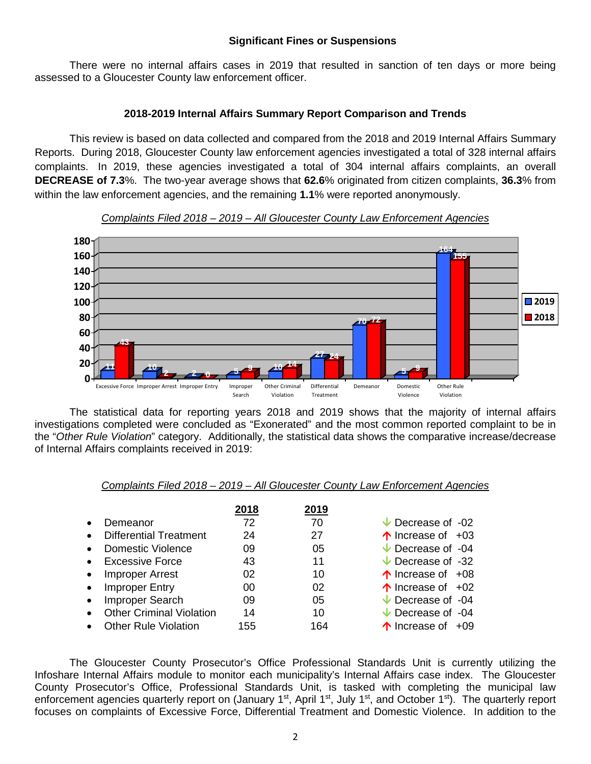### Significant Fines or Suspensions

There were no internal affairs cases in 2019 that resulted in sanction of ten days or more being assessed to a Gloucester County law enforcement officer.

### 2018-2019 Internal Affairs Summary Report Comparison and Trends

This review is based on data collected and compared from the 2018 and 2019 Internal Affairs Summary Reports. During 2018, Gloucester County law enforcement agencies investigated a total of 328 internal affairs complaints. In 2019, these agencies investigated a total of 304 internal affairs complaints, an overall **DECREASE of 7.3**%. The two-year average shows that **62.6**% originated from citizen complaints, **36.3**% from within the law enforcement agencies, and the remaining **1.1**% were reported anonymously.

*Complaints Filed 2018 – 2019 – All Gloucester County Law Enforcement Agencies*

| Category | 2019 | 2018 |
|---|---|---|
| Excessive Force | 11 | 43 |
| Improper Arrest | 10 | 2 |
| Improper Entry | 2 | 0 |
| Improper Search | 5 | 9 |
| Other Criminal Violation | 10 | 14 |
| Differential Treatment | 27 | 24 |
| Demeanor | 70 | 72 |
| Domestic Violence | 5 | 9 |
| Other Rule Violation | 164 | 155 |

The statistical data for reporting years 2018 and 2019 shows that the majority of internal affairs investigations completed were concluded as "Exonerated" and the most common reported complaint to be in the "*Other Rule Violation*" category. Additionally, the statistical data shows the comparative increase/decrease of Internal Affairs complaints received in 2019:

*Complaints Filed 2018 – 2019 – All Gloucester County Law Enforcement Agencies*

| | 2018 | 2019 | |
|---|---|---|---|
| • Demeanor | 72 | 70 | ↓ Decrease of -02 |
| • Differential Treatment | 24 | 27 | ↑ Increase of +03 |
| • Domestic Violence | 09 | 05 | ↓ Decrease of -04 |
| • Excessive Force | 43 | 11 | ↓ Decrease of -32 |
| • Improper Arrest | 02 | 10 | ↑ Increase of +08 |
| • Improper Entry | 00 | 02 | ↑ Increase of +02 |
| • Improper Search | 09 | 05 | ↓ Decrease of -04 |
| • Other Criminal Violation | 14 | 10 | ↓ Decrease of -04 |
| • Other Rule Violation | 155 | 164 | ↑ Increase of +09 |

The Gloucester County Prosecutor's Office Professional Standards Unit is currently utilizing the Infoshare Internal Affairs module to monitor each municipality's Internal Affairs case index. The Gloucester County Prosecutor's Office, Professional Standards Unit, is tasked with completing the municipal law enforcement agencies quarterly report on (January 1st, April 1st, July 1st, and October 1st). The quarterly report focuses on complaints of Excessive Force, Differential Treatment and Domestic Violence. In addition to the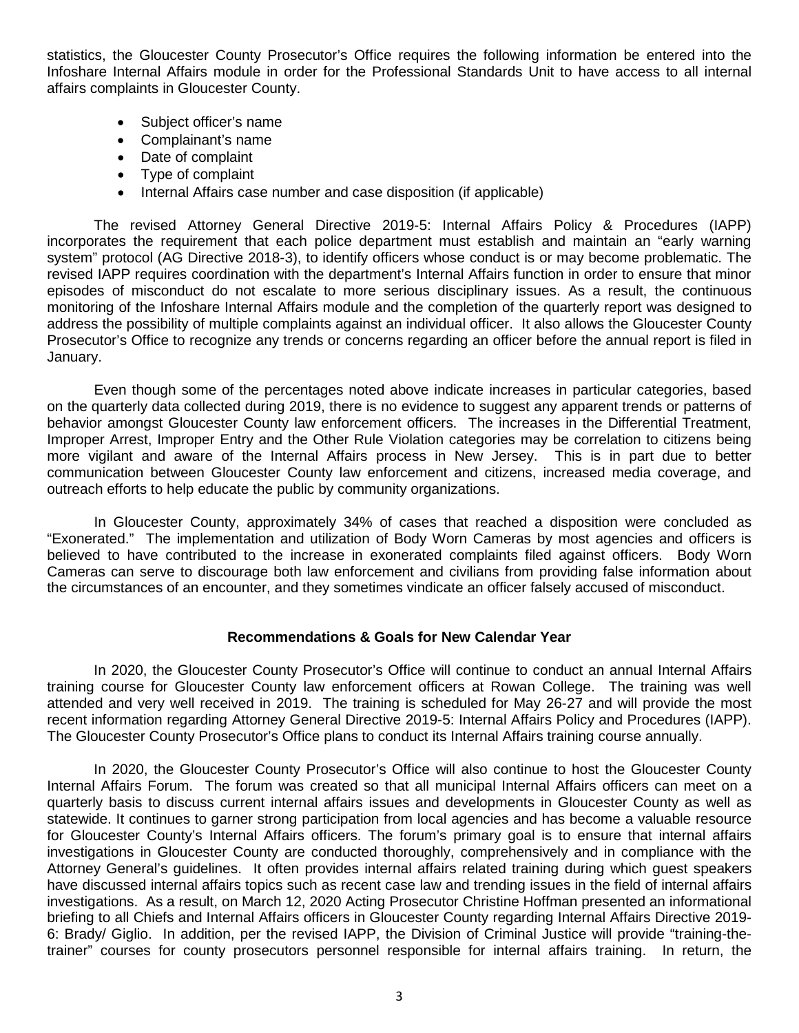statistics, the Gloucester County Prosecutor's Office requires the following information be entered into the Infoshare Internal Affairs module in order for the Professional Standards Unit to have access to all internal affairs complaints in Gloucester County.

- Subject officer's name
- Complainant's name
- Date of complaint
- Type of complaint
- Internal Affairs case number and case disposition (if applicable)

The revised Attorney General Directive 2019-5: Internal Affairs Policy & Procedures (IAPP) incorporates the requirement that each police department must establish and maintain an "early warning system" protocol (AG Directive 2018-3), to identify officers whose conduct is or may become problematic. The revised IAPP requires coordination with the department's Internal Affairs function in order to ensure that minor episodes of misconduct do not escalate to more serious disciplinary issues. As a result, the continuous monitoring of the Infoshare Internal Affairs module and the completion of the quarterly report was designed to address the possibility of multiple complaints against an individual officer. It also allows the Gloucester County Prosecutor's Office to recognize any trends or concerns regarding an officer before the annual report is filed in January.

Even though some of the percentages noted above indicate increases in particular categories, based on the quarterly data collected during 2019, there is no evidence to suggest any apparent trends or patterns of behavior amongst Gloucester County law enforcement officers. The increases in the Differential Treatment, Improper Arrest, Improper Entry and the Other Rule Violation categories may be correlation to citizens being more vigilant and aware of the Internal Affairs process in New Jersey. This is in part due to better communication between Gloucester County law enforcement and citizens, increased media coverage, and outreach efforts to help educate the public by community organizations.

In Gloucester County, approximately 34% of cases that reached a disposition were concluded as "Exonerated." The implementation and utilization of Body Worn Cameras by most agencies and officers is believed to have contributed to the increase in exonerated complaints filed against officers. Body Worn Cameras can serve to discourage both law enforcement and civilians from providing false information about the circumstances of an encounter, and they sometimes vindicate an officer falsely accused of misconduct.

**Recommendations & Goals for New Calendar Year**

In 2020, the Gloucester County Prosecutor's Office will continue to conduct an annual Internal Affairs training course for Gloucester County law enforcement officers at Rowan College. The training was well attended and very well received in 2019. The training is scheduled for May 26-27 and will provide the most recent information regarding Attorney General Directive 2019-5: Internal Affairs Policy and Procedures (IAPP). The Gloucester County Prosecutor's Office plans to conduct its Internal Affairs training course annually.

In 2020, the Gloucester County Prosecutor's Office will also continue to host the Gloucester County Internal Affairs Forum. The forum was created so that all municipal Internal Affairs officers can meet on a quarterly basis to discuss current internal affairs issues and developments in Gloucester County as well as statewide. It continues to garner strong participation from local agencies and has become a valuable resource for Gloucester County's Internal Affairs officers. The forum's primary goal is to ensure that internal affairs investigations in Gloucester County are conducted thoroughly, comprehensively and in compliance with the Attorney General's guidelines. It often provides internal affairs related training during which guest speakers have discussed internal affairs topics such as recent case law and trending issues in the field of internal affairs investigations. As a result, on March 12, 2020 Acting Prosecutor Christine Hoffman presented an informational briefing to all Chiefs and Internal Affairs officers in Gloucester County regarding Internal Affairs Directive 2019-6: Brady/ Giglio. In addition, per the revised IAPP, the Division of Criminal Justice will provide "training-the-trainer" courses for county prosecutors personnel responsible for internal affairs training. In return, the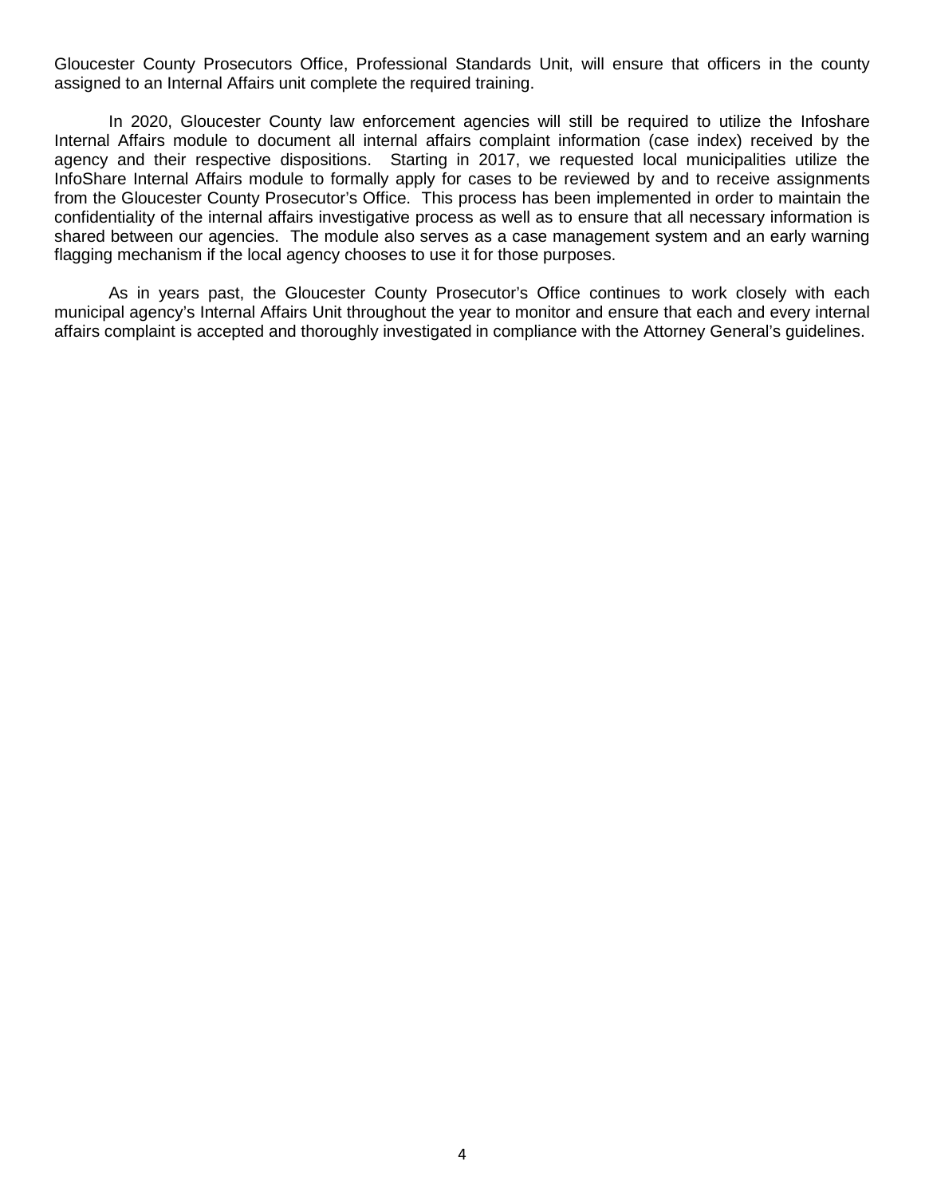Gloucester County Prosecutors Office, Professional Standards Unit, will ensure that officers in the county assigned to an Internal Affairs unit complete the required training.

In 2020, Gloucester County law enforcement agencies will still be required to utilize the Infoshare Internal Affairs module to document all internal affairs complaint information (case index) received by the agency and their respective dispositions. Starting in 2017, we requested local municipalities utilize the InfoShare Internal Affairs module to formally apply for cases to be reviewed by and to receive assignments from the Gloucester County Prosecutor's Office. This process has been implemented in order to maintain the confidentiality of the internal affairs investigative process as well as to ensure that all necessary information is shared between our agencies. The module also serves as a case management system and an early warning flagging mechanism if the local agency chooses to use it for those purposes.

As in years past, the Gloucester County Prosecutor's Office continues to work closely with each municipal agency's Internal Affairs Unit throughout the year to monitor and ensure that each and every internal affairs complaint is accepted and thoroughly investigated in compliance with the Attorney General's guidelines.